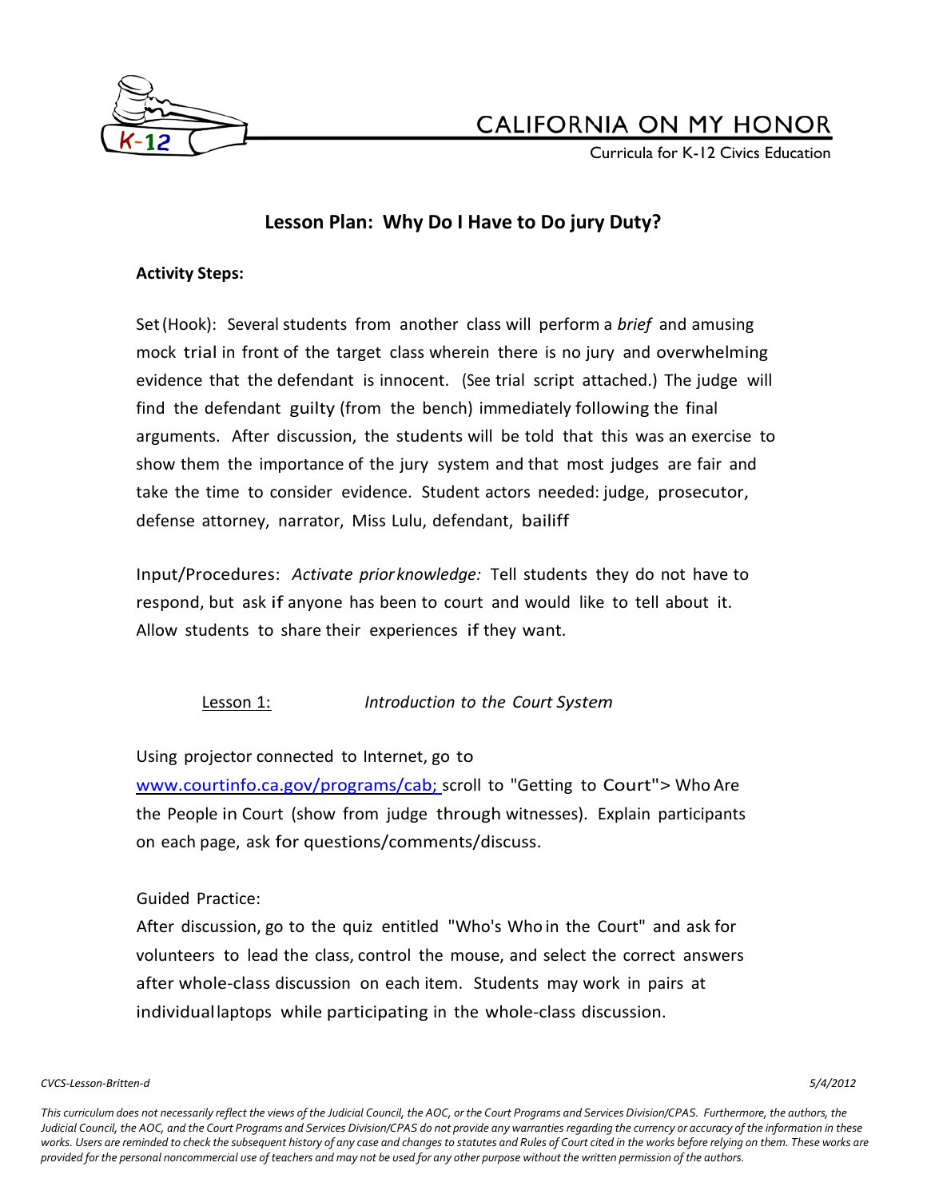# CALIFORNIA ON MY HONOR

Curricula for K-12 Civics Education

## Lesson Plan: Why Do I Have to Do jury Duty?

**Activity Steps:**

Set (Hook): Several students from another class will perform a *brief* and amusing mock trial in front of the target class wherein there is no jury and overwhelming evidence that the defendant is innocent. (See trial script attached.) The judge will find the defendant guilty (from the bench) immediately following the final arguments. After discussion, the students will be told that this was an exercise to show them the importance of the jury system and that most judges are fair and take the time to consider evidence. Student actors needed: judge, prosecutor, defense attorney, narrator, Miss Lulu, defendant, bailiff

Input/Procedures: *Activate prior knowledge:* Tell students they do not have to respond, but ask if anyone has been to court and would like to tell about it. Allow students to share their experiences if they want.

Lesson 1: *Introduction to the Court System*

Using projector connected to Internet, go to www.courtinfo.ca.gov/programs/cab; scroll to "Getting to Court"> Who Are the People in Court (show from judge through witnesses). Explain participants on each page, ask for questions/comments/discuss.

Guided Practice:

After discussion, go to the quiz entitled "Who's Who in the Court" and ask for volunteers to lead the class, control the mouse, and select the correct answers after whole-class discussion on each item. Students may work in pairs at individual laptops while participating in the whole-class discussion.

CVCS-Lesson-Britten-d 5/4/2012

*This curriculum does not necessarily reflect the views of the Judicial Council, the AOC, or the Court Programs and Services Division/CPAS. Furthermore, the authors, the Judicial Council, the AOC, and the Court Programs and Services Division/CPAS do not provide any warranties regarding the currency or accuracy of the information in these works. Users are reminded to check the subsequent history of any case and changes to statutes and Rules of Court cited in the works before relying on them. These works are provided for the personal noncommercial use of teachers and may not be used for any other purpose without the written permission of the authors.*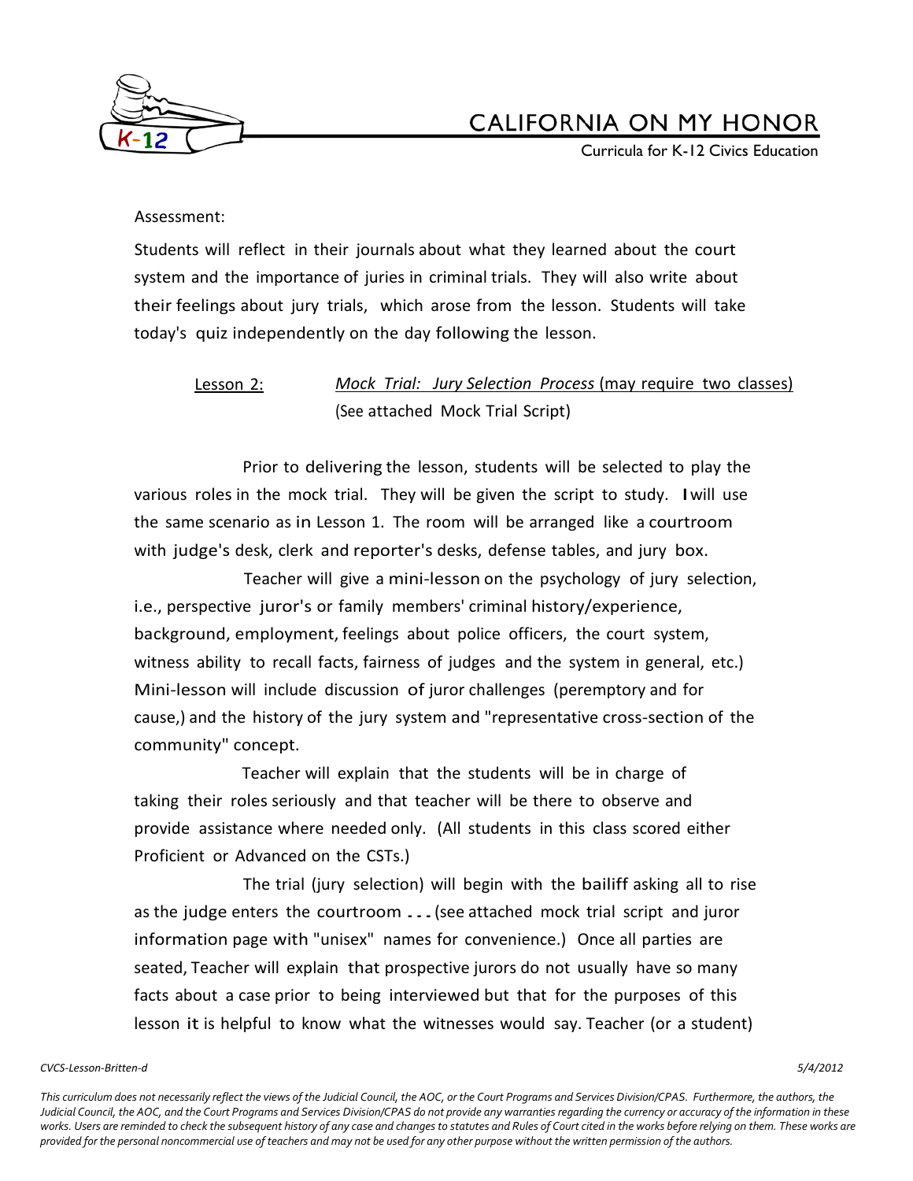Assessment:

Students will reflect in their journals about what they learned about the court system and the importance of juries in criminal trials. They will also write about their feelings about jury trials, which arose from the lesson. Students will take today's quiz independently on the day following the lesson.

Lesson 2: *Mock Trial: Jury Selection Process* (may require two classes) (See attached Mock Trial Script)

Prior to delivering the lesson, students will be selected to play the various roles in the mock trial. They will be given the script to study. I will use the same scenario as in Lesson 1. The room will be arranged like a courtroom with judge's desk, clerk and reporter's desks, defense tables, and jury box.

Teacher will give a mini-lesson on the psychology of jury selection, i.e., perspective juror's or family members' criminal history/experience, background, employment, feelings about police officers, the court system, witness ability to recall facts, fairness of judges and the system in general, etc.) Mini-lesson will include discussion of juror challenges (peremptory and for cause,) and the history of the jury system and "representative cross-section of the community" concept.

Teacher will explain that the students will be in charge of taking their roles seriously and that teacher will be there to observe and provide assistance where needed only. (All students in this class scored either Proficient or Advanced on the CSTs.)

The trial (jury selection) will begin with the bailiff asking all to rise as the judge enters the courtroom ... (see attached mock trial script and juror information page with "unisex" names for convenience.) Once all parties are seated, Teacher will explain that prospective jurors do not usually have so many facts about a case prior to being interviewed but that for the purposes of this lesson it is helpful to know what the witnesses would say. Teacher (or a student)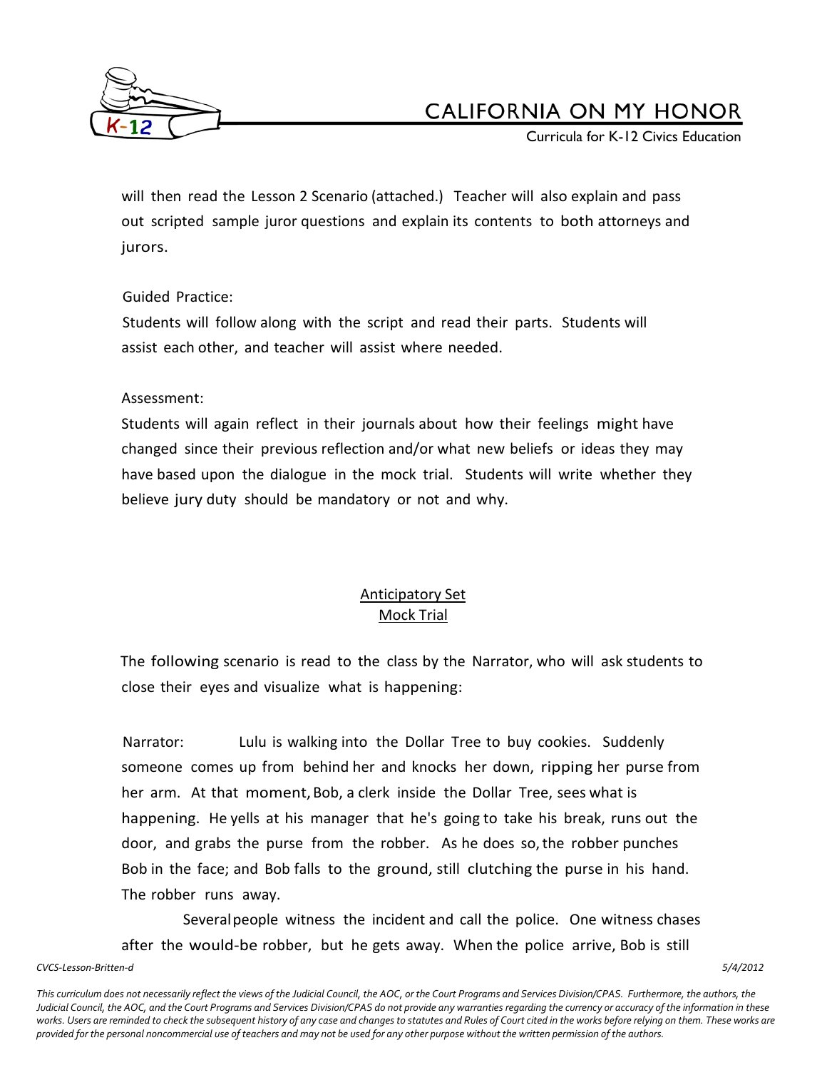will then read the Lesson 2 Scenario (attached.) Teacher will also explain and pass out scripted sample juror questions and explain its contents to both attorneys and jurors.

Guided Practice:
Students will follow along with the script and read their parts. Students will assist each other, and teacher will assist where needed.

Assessment:
Students will again reflect in their journals about how their feelings might have changed since their previous reflection and/or what new beliefs or ideas they may have based upon the dialogue in the mock trial. Students will write whether they believe jury duty should be mandatory or not and why.

<u>Anticipatory Set</u>
<u>Mock Trial</u>

The following scenario is read to the class by the Narrator, who will ask students to close their eyes and visualize what is happening:

Narrator: Lulu is walking into the Dollar Tree to buy cookies. Suddenly someone comes up from behind her and knocks her down, ripping her purse from her arm. At that moment, Bob, a clerk inside the Dollar Tree, sees what is happening. He yells at his manager that he's going to take his break, runs out the door, and grabs the purse from the robber. As he does so, the robber punches Bob in the face; and Bob falls to the ground, still clutching the purse in his hand. The robber runs away.

Several people witness the incident and call the police. One witness chases after the would-be robber, but he gets away. When the police arrive, Bob is still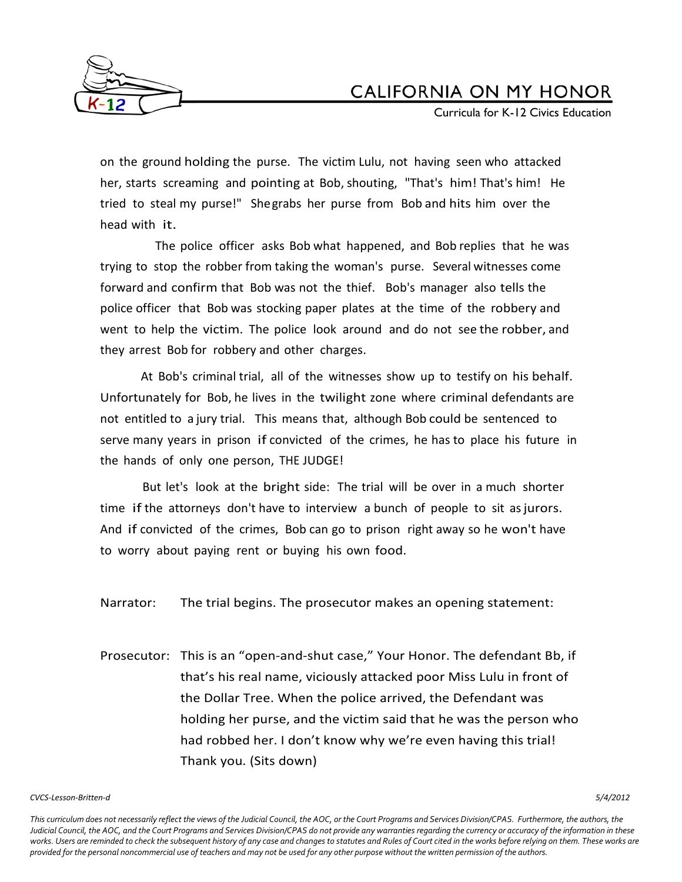on the ground holding the purse. The victim Lulu, not having seen who attacked her, starts screaming and pointing at Bob, shouting, "That's him! That's him! He tried to steal my purse!" She grabs her purse from Bob and hits him over the head with it.

The police officer asks Bob what happened, and Bob replies that he was trying to stop the robber from taking the woman's purse. Several witnesses come forward and confirm that Bob was not the thief. Bob's manager also tells the police officer that Bob was stocking paper plates at the time of the robbery and went to help the victim. The police look around and do not see the robber, and they arrest Bob for robbery and other charges.

At Bob's criminal trial, all of the witnesses show up to testify on his behalf. Unfortunately for Bob, he lives in the twilight zone where criminal defendants are not entitled to a jury trial. This means that, although Bob could be sentenced to serve many years in prison if convicted of the crimes, he has to place his future in the hands of only one person, THE JUDGE!

But let's look at the bright side: The trial will be over in a much shorter time if the attorneys don't have to interview a bunch of people to sit as jurors. And if convicted of the crimes, Bob can go to prison right away so he won't have to worry about paying rent or buying his own food.

Narrator: The trial begins. The prosecutor makes an opening statement:

Prosecutor: This is an "open-and-shut case," Your Honor. The defendant Bb, if that's his real name, viciously attacked poor Miss Lulu in front of the Dollar Tree. When the police arrived, the Defendant was holding her purse, and the victim said that he was the person who had robbed her. I don't know why we're even having this trial! Thank you. (Sits down)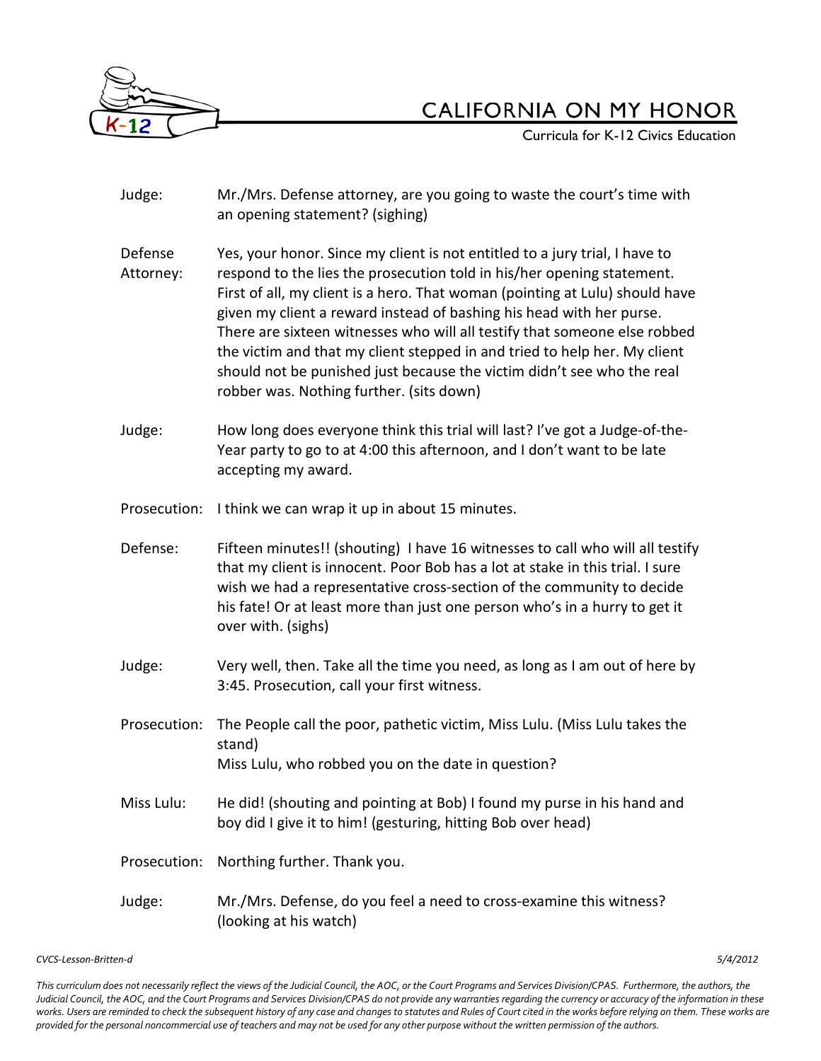Judge: Mr./Mrs. Defense attorney, are you going to waste the court's time with an opening statement? (sighing)

Defense Attorney: Yes, your honor. Since my client is not entitled to a jury trial, I have to respond to the lies the prosecution told in his/her opening statement. First of all, my client is a hero. That woman (pointing at Lulu) should have given my client a reward instead of bashing his head with her purse. There are sixteen witnesses who will all testify that someone else robbed the victim and that my client stepped in and tried to help her. My client should not be punished just because the victim didn't see who the real robber was. Nothing further. (sits down)

Judge: How long does everyone think this trial will last? I've got a Judge-of-the-Year party to go to at 4:00 this afternoon, and I don't want to be late accepting my award.

Prosecution: I think we can wrap it up in about 15 minutes.

Defense: Fifteen minutes!! (shouting) I have 16 witnesses to call who will all testify that my client is innocent. Poor Bob has a lot at stake in this trial. I sure wish we had a representative cross-section of the community to decide his fate! Or at least more than just one person who's in a hurry to get it over with. (sighs)

Judge: Very well, then. Take all the time you need, as long as I am out of here by 3:45. Prosecution, call your first witness.

Prosecution: The People call the poor, pathetic victim, Miss Lulu. (Miss Lulu takes the stand)
Miss Lulu, who robbed you on the date in question?

Miss Lulu: He did! (shouting and pointing at Bob) I found my purse in his hand and boy did I give it to him! (gesturing, hitting Bob over head)

Prosecution: Northing further. Thank you.

Judge: Mr./Mrs. Defense, do you feel a need to cross-examine this witness? (looking at his watch)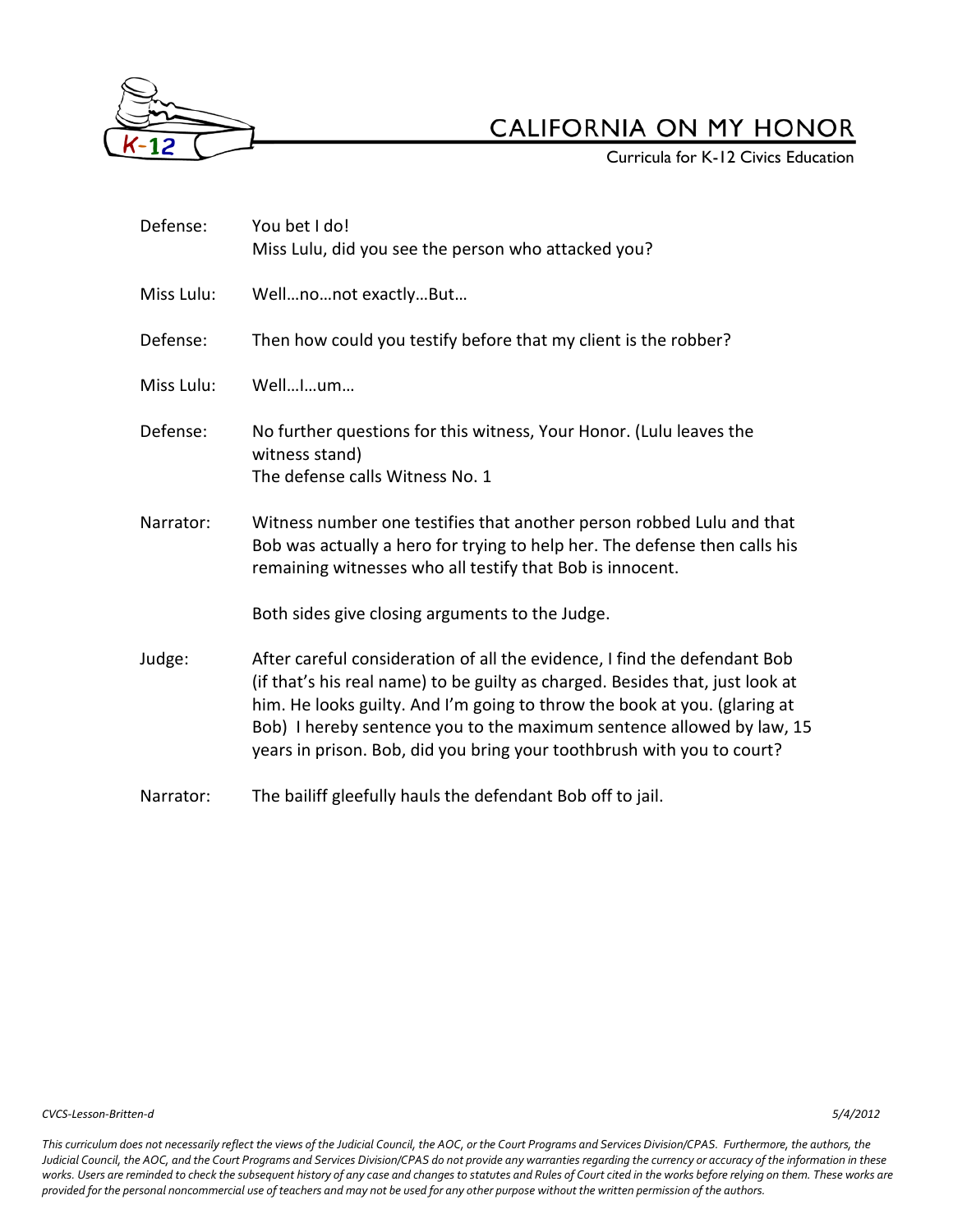| | |
|---|---|
| Defense: | You bet I do!<br>Miss Lulu, did you see the person who attacked you? |
| Miss Lulu: | Well…no…not exactly…But… |
| Defense: | Then how could you testify before that my client is the robber? |
| Miss Lulu: | Well…I…um… |
| Defense: | No further questions for this witness, Your Honor. (Lulu leaves the witness stand)<br>The defense calls Witness No. 1 |
| Narrator: | Witness number one testifies that another person robbed Lulu and that Bob was actually a hero for trying to help her. The defense then calls his remaining witnesses who all testify that Bob is innocent.<br><br>Both sides give closing arguments to the Judge. |
| Judge: | After careful consideration of all the evidence, I find the defendant Bob (if that's his real name) to be guilty as charged. Besides that, just look at him. He looks guilty. And I'm going to throw the book at you. (glaring at Bob) I hereby sentence you to the maximum sentence allowed by law, 15 years in prison. Bob, did you bring your toothbrush with you to court? |
| Narrator: | The bailiff gleefully hauls the defendant Bob off to jail. |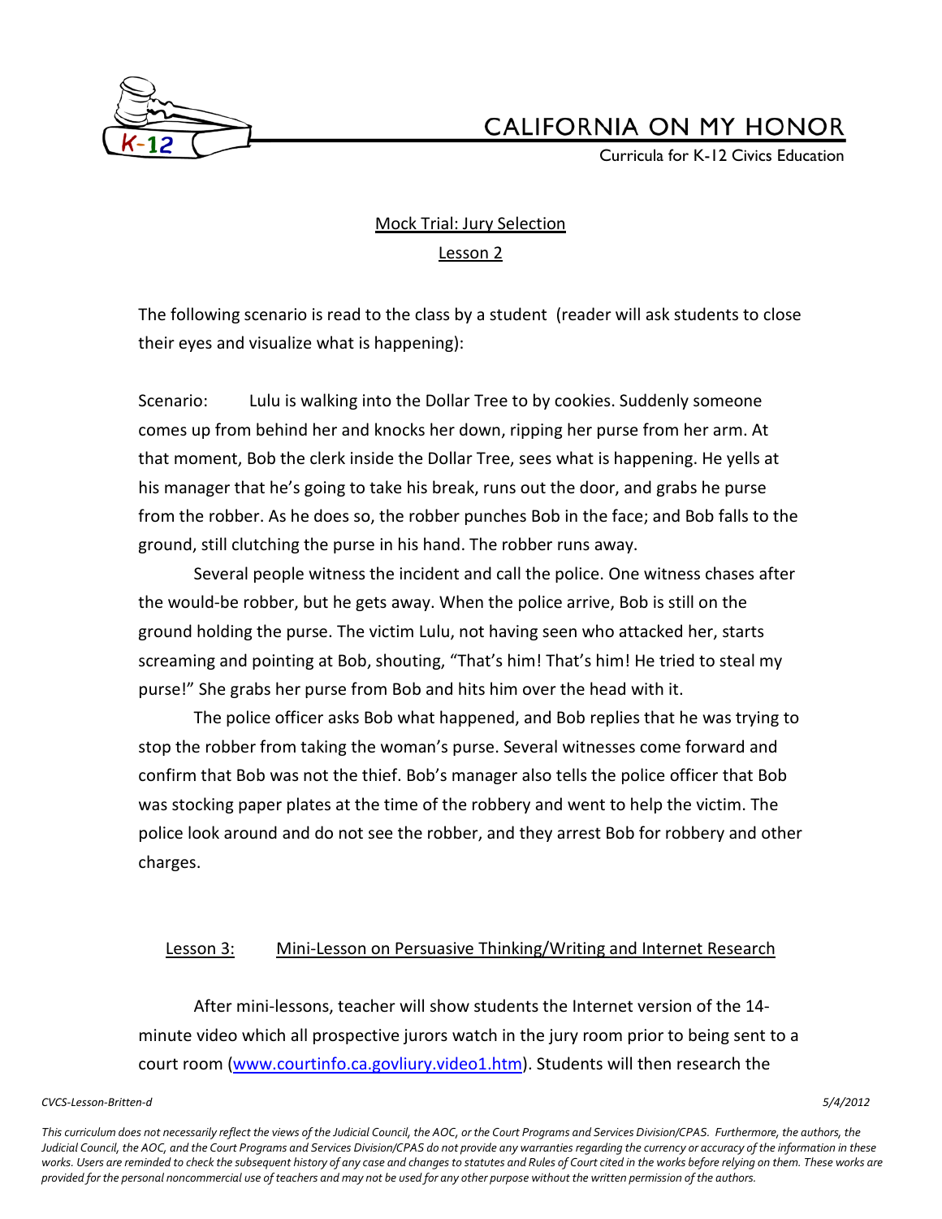Mock Trial: Jury Selection

Lesson 2

The following scenario is read to the class by a student (reader will ask students to close their eyes and visualize what is happening):

Scenario: Lulu is walking into the Dollar Tree to by cookies. Suddenly someone comes up from behind her and knocks her down, ripping her purse from her arm. At that moment, Bob the clerk inside the Dollar Tree, sees what is happening. He yells at his manager that he's going to take his break, runs out the door, and grabs he purse from the robber. As he does so, the robber punches Bob in the face; and Bob falls to the ground, still clutching the purse in his hand. The robber runs away.

Several people witness the incident and call the police. One witness chases after the would-be robber, but he gets away. When the police arrive, Bob is still on the ground holding the purse. The victim Lulu, not having seen who attacked her, starts screaming and pointing at Bob, shouting, "That's him! That's him! He tried to steal my purse!" She grabs her purse from Bob and hits him over the head with it.

The police officer asks Bob what happened, and Bob replies that he was trying to stop the robber from taking the woman's purse. Several witnesses come forward and confirm that Bob was not the thief. Bob's manager also tells the police officer that Bob was stocking paper plates at the time of the robbery and went to help the victim. The police look around and do not see the robber, and they arrest Bob for robbery and other charges.

Lesson 3: Mini-Lesson on Persuasive Thinking/Writing and Internet Research

After mini-lessons, teacher will show students the Internet version of the 14-minute video which all prospective jurors watch in the jury room prior to being sent to a court room (www.courtinfo.ca.govliury.video1.htm). Students will then research the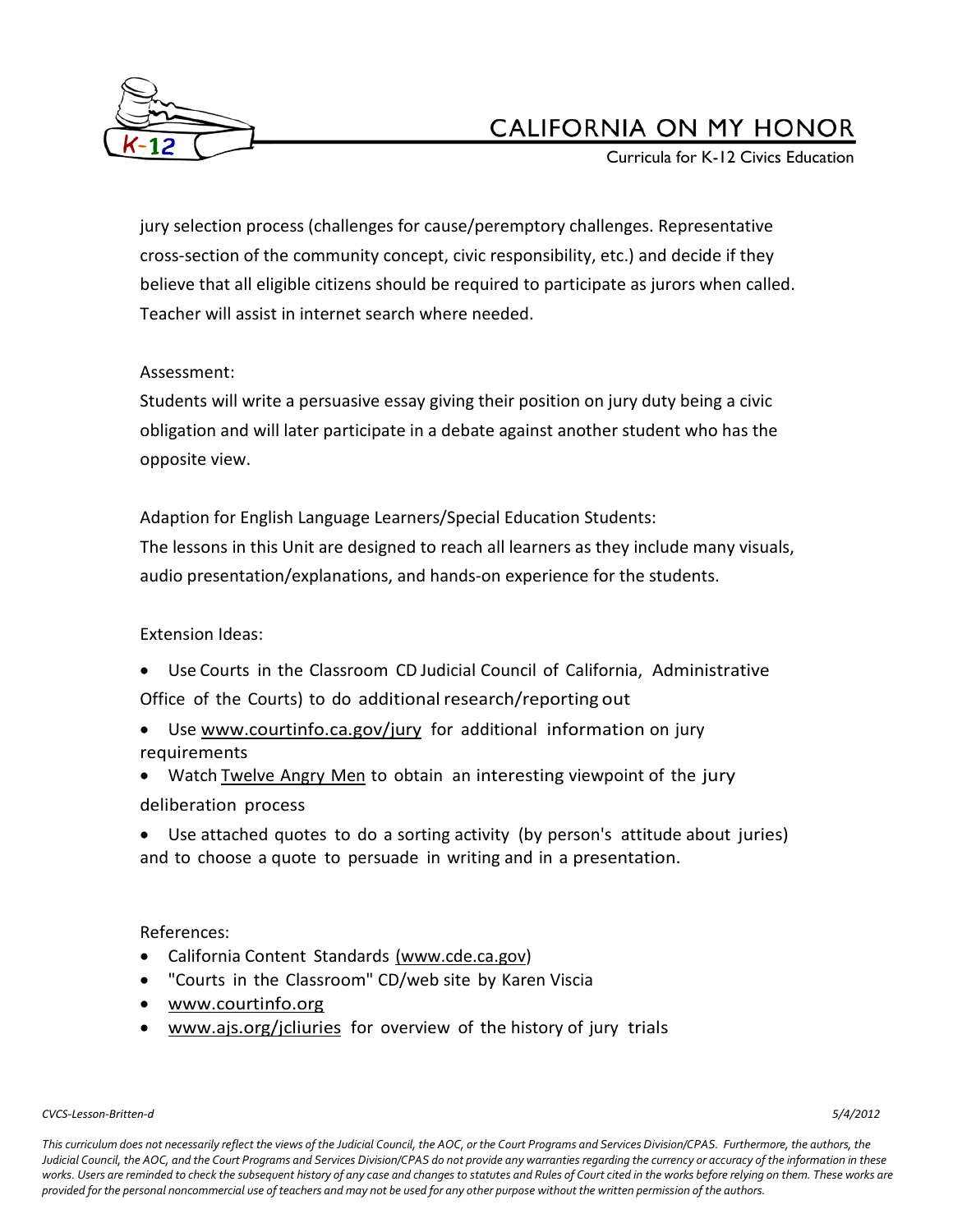jury selection process (challenges for cause/peremptory challenges. Representative cross-section of the community concept, civic responsibility, etc.) and decide if they believe that all eligible citizens should be required to participate as jurors when called. Teacher will assist in internet search where needed.

Assessment:

Students will write a persuasive essay giving their position on jury duty being a civic obligation and will later participate in a debate against another student who has the opposite view.

Adaption for English Language Learners/Special Education Students:

The lessons in this Unit are designed to reach all learners as they include many visuals, audio presentation/explanations, and hands-on experience for the students.

Extension Ideas:

- Use Courts in the Classroom CD Judicial Council of California, Administrative Office of the Courts) to do additional research/reporting out
- Use www.courtinfo.ca.gov/jury for additional information on jury requirements
- Watch Twelve Angry Men to obtain an interesting viewpoint of the jury deliberation process
- Use attached quotes to do a sorting activity (by person's attitude about juries) and to choose a quote to persuade in writing and in a presentation.

References:

- California Content Standards (www.cde.ca.gov)
- "Courts in the Classroom" CD/web site by Karen Viscia
- www.courtinfo.org
- www.ajs.org/jcliuries for overview of the history of jury trials

*This curriculum does not necessarily reflect the views of the Judicial Council, the AOC, or the Court Programs and Services Division/CPAS. Furthermore, the authors, the Judicial Council, the AOC, and the Court Programs and Services Division/CPAS do not provide any warranties regarding the currency or accuracy of the information in these works. Users are reminded to check the subsequent history of any case and changes to statutes and Rules of Court cited in the works before relying on them. These works are provided for the personal noncommercial use of teachers and may not be used for any other purpose without the written permission of the authors.*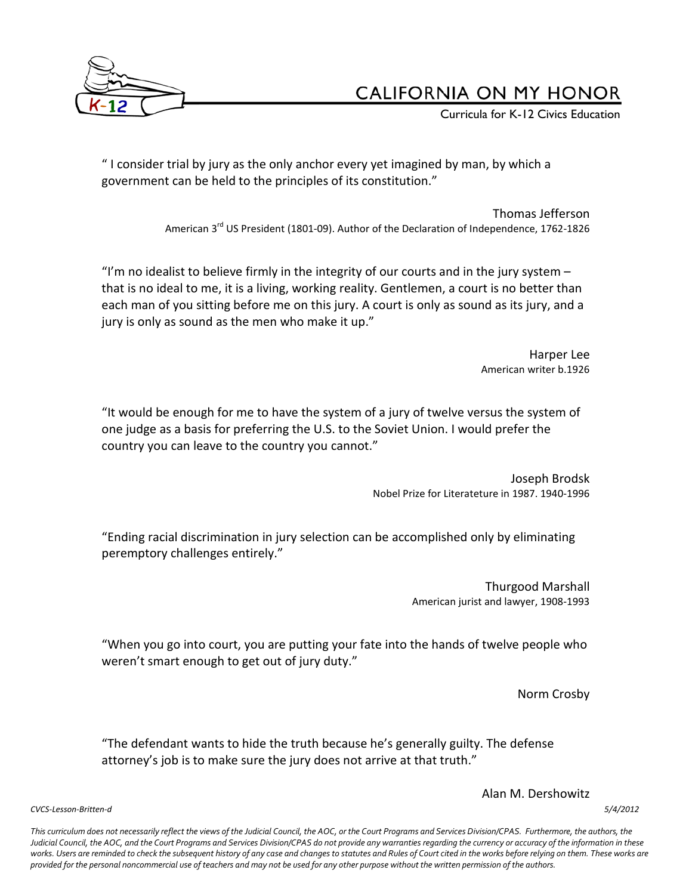" I consider trial by jury as the only anchor every yet imagined by man, by which a government can be held to the principles of its constitution."

Thomas Jefferson
American 3rd US President (1801-09). Author of the Declaration of Independence, 1762-1826

"I'm no idealist to believe firmly in the integrity of our courts and in the jury system – that is no ideal to me, it is a living, working reality. Gentlemen, a court is no better than each man of you sitting before me on this jury. A court is only as sound as its jury, and a jury is only as sound as the men who make it up."

Harper Lee
American writer b.1926

"It would be enough for me to have the system of a jury of twelve versus the system of one judge as a basis for preferring the U.S. to the Soviet Union. I would prefer the country you can leave to the country you cannot."

Joseph Brodsk
Nobel Prize for Literateture in 1987. 1940-1996

"Ending racial discrimination in jury selection can be accomplished only by eliminating peremptory challenges entirely."

Thurgood Marshall
American jurist and lawyer, 1908-1993

"When you go into court, you are putting your fate into the hands of twelve people who weren't smart enough to get out of jury duty."

Norm Crosby

"The defendant wants to hide the truth because he's generally guilty. The defense attorney's job is to make sure the jury does not arrive at that truth."

Alan M. Dershowitz

*This curriculum does not necessarily reflect the views of the Judicial Council, the AOC, or the Court Programs and Services Division/CPAS. Furthermore, the authors, the Judicial Council, the AOC, and the Court Programs and Services Division/CPAS do not provide any warranties regarding the currency or accuracy of the information in these works. Users are reminded to check the subsequent history of any case and changes to statutes and Rules of Court cited in the works before relying on them. These works are provided for the personal noncommercial use of teachers and may not be used for any other purpose without the written permission of the authors.*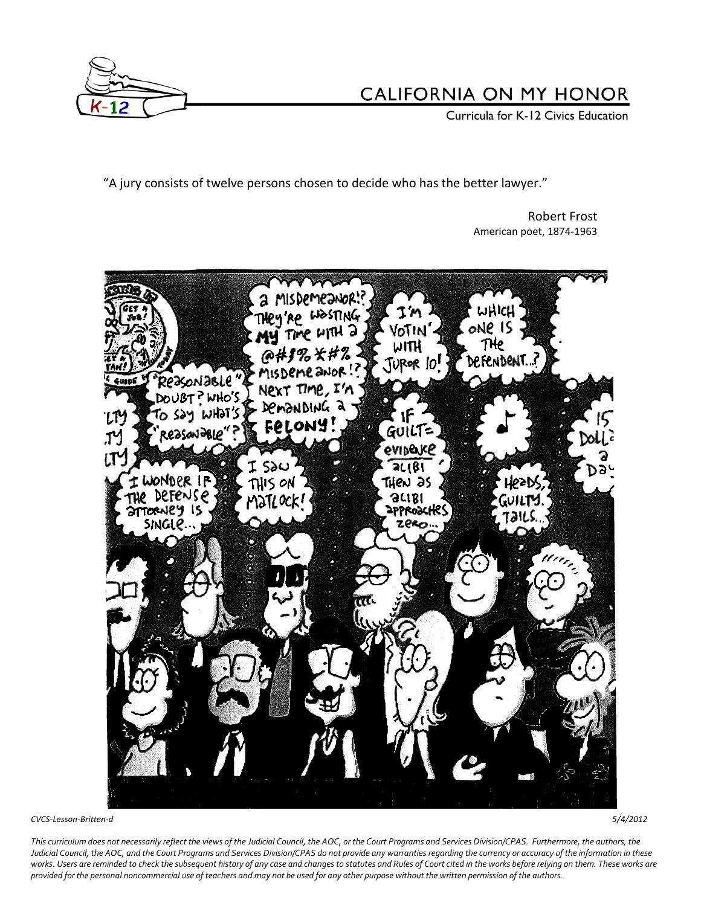# CALIFORNIA ON MY HONOR

Curricula for K-12 Civics Education

"A jury consists of twelve persons chosen to decide who has the better lawyer."

Robert Frost
American poet, 1874-1963

CVCS-Lesson-Britten-d 5/4/2012

*This curriculum does not necessarily reflect the views of the Judicial Council, the AOC, or the Court Programs and Services Division/CPAS. Furthermore, the authors, the Judicial Council, the AOC, and the Court Programs and Services Division/CPAS do not provide any warranties regarding the currency or accuracy of the information in these works. Users are reminded to check the subsequent history of any case and changes to statutes and Rules of Court cited in the works before relying on them. These works are provided for the personal noncommercial use of teachers and may not be used for any other purpose without the written permission of the authors.*